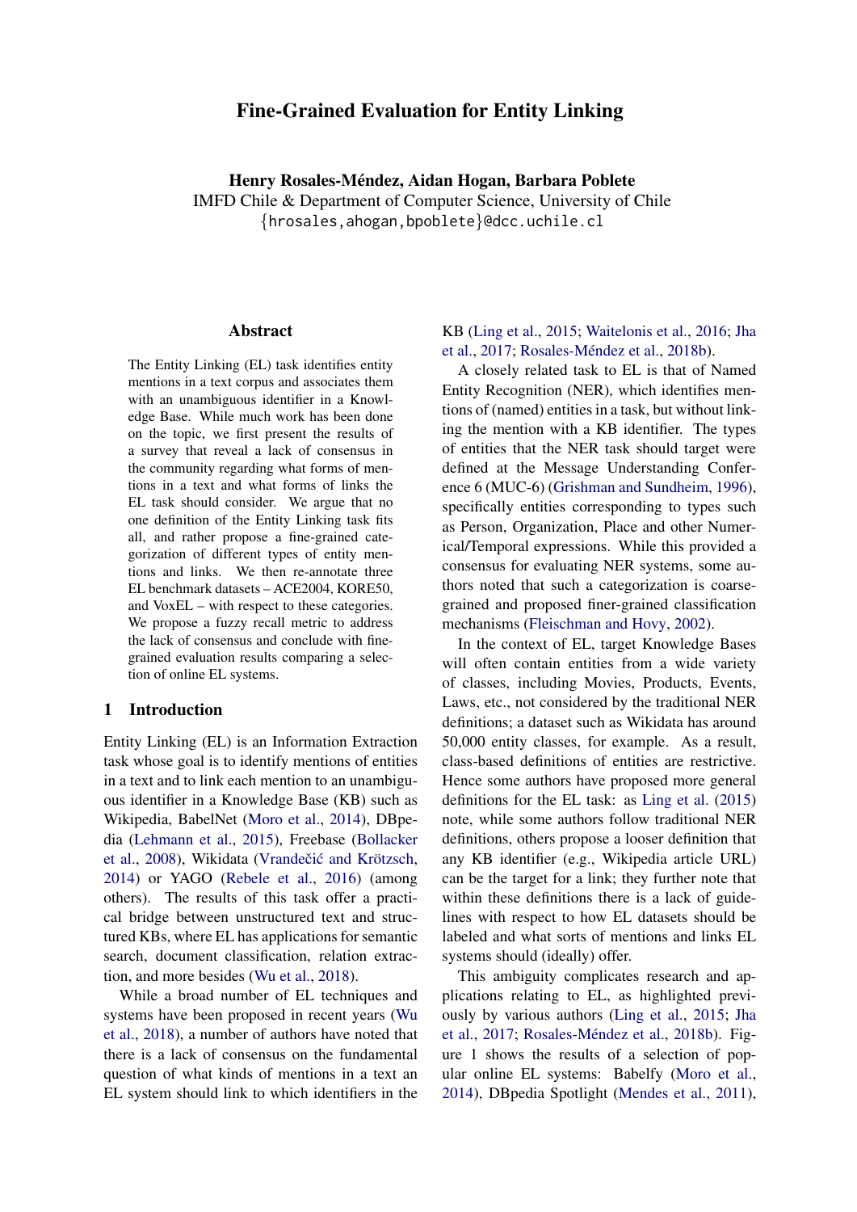# Fine-Grained Evaluation for Entity Linking

**Henry Rosales-Méndez, Aidan Hogan, Barbara Poblete**
IMFD Chile & Department of Computer Science, University of Chile
{hrosales,ahogan,bpoblete}@dcc.uchile.cl

## Abstract

The Entity Linking (EL) task identifies entity mentions in a text corpus and associates them with an unambiguous identifier in a Knowledge Base. While much work has been done on the topic, we first present the results of a survey that reveal a lack of consensus in the community regarding what forms of mentions in a text and what forms of links the EL task should consider. We argue that no one definition of the Entity Linking task fits all, and rather propose a fine-grained categorization of different types of entity mentions and links. We then re-annotate three EL benchmark datasets – ACE2004, KORE50, and VoxEL – with respect to these categories. We propose a fuzzy recall metric to address the lack of consensus and conclude with fine-grained evaluation results comparing a selection of online EL systems.

## 1 Introduction

Entity Linking (EL) is an Information Extraction task whose goal is to identify mentions of entities in a text and to link each mention to an unambiguous identifier in a Knowledge Base (KB) such as Wikipedia, BabelNet (Moro et al., 2014), DBpedia (Lehmann et al., 2015), Freebase (Bollacker et al., 2008), Wikidata (Vrandečić and Krötzsch, 2014) or YAGO (Rebele et al., 2016) (among others). The results of this task offer a practical bridge between unstructured text and structured KBs, where EL has applications for semantic search, document classification, relation extraction, and more besides (Wu et al., 2018).

While a broad number of EL techniques and systems have been proposed in recent years (Wu et al., 2018), a number of authors have noted that there is a lack of consensus on the fundamental question of what kinds of mentions in a text an EL system should link to which identifiers in the KB (Ling et al., 2015; Waitelonis et al., 2016; Jha et al., 2017; Rosales-Méndez et al., 2018b).

A closely related task to EL is that of Named Entity Recognition (NER), which identifies mentions of (named) entities in a task, but without linking the mention with a KB identifier. The types of entities that the NER task should target were defined at the Message Understanding Conference 6 (MUC-6) (Grishman and Sundheim, 1996), specifically entities corresponding to types such as Person, Organization, Place and other Numerical/Temporal expressions. While this provided a consensus for evaluating NER systems, some authors noted that such a categorization is coarse-grained and proposed finer-grained classification mechanisms (Fleischman and Hovy, 2002).

In the context of EL, target Knowledge Bases will often contain entities from a wide variety of classes, including Movies, Products, Events, Laws, etc., not considered by the traditional NER definitions; a dataset such as Wikidata has around 50,000 entity classes, for example. As a result, class-based definitions of entities are restrictive. Hence some authors have proposed more general definitions for the EL task: as Ling et al. (2015) note, while some authors follow traditional NER definitions, others propose a looser definition that any KB identifier (e.g., Wikipedia article URL) can be the target for a link; they further note that within these definitions there is a lack of guidelines with respect to how EL datasets should be labeled and what sorts of mentions and links EL systems should (ideally) offer.

This ambiguity complicates research and applications relating to EL, as highlighted previously by various authors (Ling et al., 2015; Jha et al., 2017; Rosales-Méndez et al., 2018b). Figure 1 shows the results of a selection of popular online EL systems: Babelfy (Moro et al., 2014), DBpedia Spotlight (Mendes et al., 2011),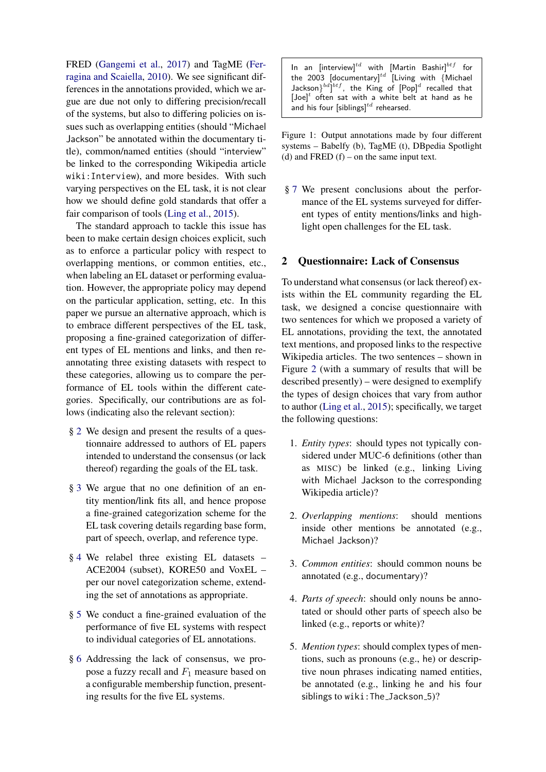FRED (Gangemi et al., 2017) and TagME (Ferragina and Scaiella, 2010). We see significant differences in the annotations provided, which we argue are due not only to differing precision/recall of the systems, but also to differing policies on issues such as overlapping entities (should "Michael Jackson" be annotated within the documentary title), common/named entities (should "interview" be linked to the corresponding Wikipedia article `wiki:Interview`), and more besides. With such varying perspectives on the EL task, it is not clear how we should define gold standards that offer a fair comparison of tools (Ling et al., 2015).

The standard approach to tackle this issue has been to make certain design choices explicit, such as to enforce a particular policy with respect to overlapping mentions, or common entities, etc., when labeling an EL dataset or performing evaluation. However, the appropriate policy may depend on the particular application, setting, etc. In this paper we pursue an alternative approach, which is to embrace different perspectives of the EL task, proposing a fine-grained categorization of different types of EL mentions and links, and then reannotating three existing datasets with respect to these categories, allowing us to compare the performance of EL tools within the different categories. Specifically, our contributions are as follows (indicating also the relevant section):

- § 2 We design and present the results of a questionnaire addressed to authors of EL papers intended to understand the consensus (or lack thereof) regarding the goals of the EL task.
- § 3 We argue that no one definition of an entity mention/link fits all, and hence propose a fine-grained categorization scheme for the EL task covering details regarding base form, part of speech, overlap, and reference type.
- § 4 We relabel three existing EL datasets – ACE2004 (subset), KORE50 and VoxEL – per our novel categorization scheme, extending the set of annotations as appropriate.
- § 5 We conduct a fine-grained evaluation of the performance of five EL systems with respect to individual categories of EL annotations.
- § 6 Addressing the lack of consensus, we propose a fuzzy recall and $F_1$ measure based on a configurable membership function, presenting results for the five EL systems.

> In an [interview]$^{td}$ with [Martin Bashir]$^{btf}$ for the 2003 [documentary]$^{td}$ [Living with {Michael Jackson}$^{bd}$]$^{btf}$, the King of [Pop]$^{d}$ recalled that [Joe]$^{t}$ often sat with a white belt at hand as he and his four [siblings]$^{td}$ rehearsed.

Figure 1: Output annotations made by four different systems – Babelfy (b), TagME (t), DBpedia Spotlight (d) and FRED (f) – on the same input text.

- § 7 We present conclusions about the performance of the EL systems surveyed for different types of entity mentions/links and highlight open challenges for the EL task.

## 2 Questionnaire: Lack of Consensus

To understand what consensus (or lack thereof) exists within the EL community regarding the EL task, we designed a concise questionnaire with two sentences for which we proposed a variety of EL annotations, providing the text, the annotated text mentions, and proposed links to the respective Wikipedia articles. The two sentences – shown in Figure 2 (with a summary of results that will be described presently) – were designed to exemplify the types of design choices that vary from author to author (Ling et al., 2015); specifically, we target the following questions:

1. *Entity types*: should types not typically considered under MUC-6 definitions (other than as MISC) be linked (e.g., linking Living with Michael Jackson to the corresponding Wikipedia article)?
2. *Overlapping mentions*: should mentions inside other mentions be annotated (e.g., Michael Jackson)?
3. *Common entities*: should common nouns be annotated (e.g., documentary)?
4. *Parts of speech*: should only nouns be annotated or should other parts of speech also be linked (e.g., reports or white)?
5. *Mention types*: should complex types of mentions, such as pronouns (e.g., he) or descriptive noun phrases indicating named entities, be annotated (e.g., linking he and his four siblings to `wiki:The_Jackson_5`)?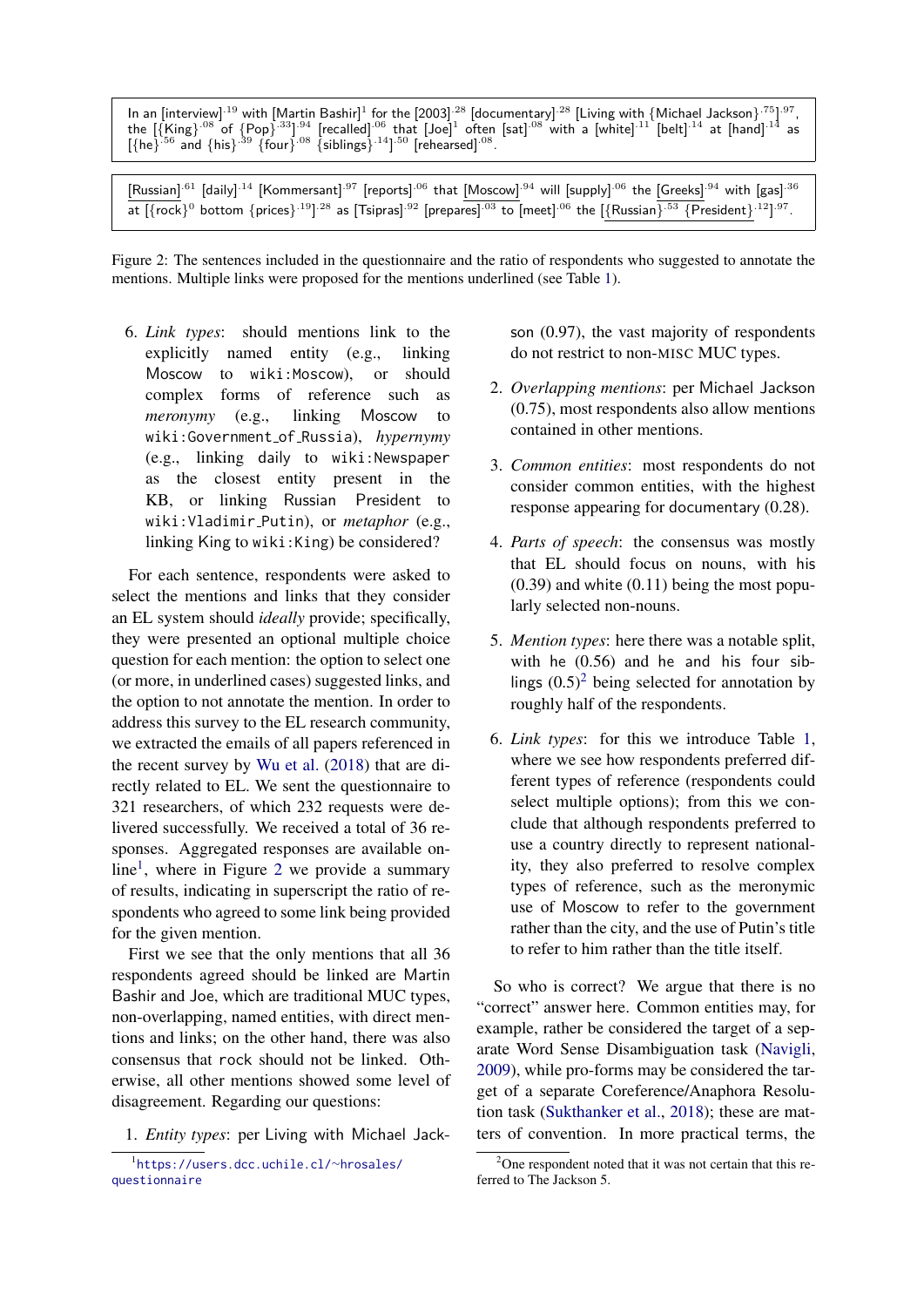In an [interview]$^{.19}$ with [Martin Bashir]$^{1}$ for the [2003]$^{.28}$ [documentary]$^{.28}$ [Living with {Michael Jackson}$^{.75}$]$^{.97}$, the [{King}$^{.08}$ of {Pop}$^{.33}$]$^{.94}$ [recalled]$^{.06}$ that [Joe]$^{1}$ often [sat]$^{.08}$ with a [white]$^{.11}$ [belt]$^{.14}$ at [hand]$^{.14}$ as [{he}$^{.56}$ and {his}$^{.39}$ {four}$^{.08}$ {siblings}$^{.14}$]$^{.50}$ [rehearsed]$^{.08}$.

[Russian]$^{.61}$ [daily]$^{.14}$ [Kommersant]$^{.97}$ [reports]$^{.06}$ that [Moscow]$^{.94}$ will [supply]$^{.06}$ the [Greeks]$^{.94}$ with [gas]$^{.36}$ at [{rock}$^{0}$ bottom {prices}$^{.19}$]$^{.28}$ as [Tsipras]$^{.92}$ [prepares]$^{.03}$ to [meet]$^{.06}$ the [{Russian}$^{.53}$ {President}$^{.12}$]$^{.97}$.

Figure 2: The sentences included in the questionnaire and the ratio of respondents who suggested to annotate the mentions. Multiple links were proposed for the mentions underlined (see Table 1).

6. *Link types*: should mentions link to the explicitly named entity (e.g., linking Moscow to `wiki:Moscow`), or should complex forms of reference such as *meronymy* (e.g., linking Moscow to `wiki:Government_of_Russia`), *hypernymy* (e.g., linking daily to `wiki:Newspaper` as the closest entity present in the KB, or linking Russian President to `wiki:Vladimir_Putin`), or *metaphor* (e.g., linking King to `wiki:King`) be considered?

For each sentence, respondents were asked to select the mentions and links that they consider an EL system should *ideally* provide; specifically, they were presented an optional multiple choice question for each mention: the option to select one (or more, in underlined cases) suggested links, and the option to not annotate the mention. In order to address this survey to the EL research community, we extracted the emails of all papers referenced in the recent survey by Wu et al. (2018) that are directly related to EL. We sent the questionnaire to 321 researchers, of which 232 requests were delivered successfully. We received a total of 36 responses. Aggregated responses are available online[1], where in Figure 2 we provide a summary of results, indicating in superscript the ratio of respondents who agreed to some link being provided for the given mention.

First we see that the only mentions that all 36 respondents agreed should be linked are Martin Bashir and Joe, which are traditional MUC types, non-overlapping, named entities, with direct mentions and links; on the other hand, there was also consensus that rock should not be linked. Otherwise, all other mentions showed some level of disagreement. Regarding our questions:

1. *Entity types*: per Living with Michael Jackson (0.97), the vast majority of respondents do not restrict to non-MISC MUC types.

2. *Overlapping mentions*: per Michael Jackson (0.75), most respondents also allow mentions contained in other mentions.

3. *Common entities*: most respondents do not consider common entities, with the highest response appearing for documentary (0.28).

4. *Parts of speech*: the consensus was mostly that EL should focus on nouns, with his (0.39) and white (0.11) being the most popularly selected non-nouns.

5. *Mention types*: here there was a notable split, with he (0.56) and he and his four siblings (0.5)[2] being selected for annotation by roughly half of the respondents.

6. *Link types*: for this we introduce Table 1, where we see how respondents preferred different types of reference (respondents could select multiple options); from this we conclude that although respondents preferred to use a country directly to represent nationality, they also preferred to resolve complex types of reference, such as the meronymic use of Moscow to refer to the government rather than the city, and the use of Putin's title to refer to him rather than the title itself.

So who is correct? We argue that there is no "correct" answer here. Common entities may, for example, rather be considered the target of a separate Word Sense Disambiguation task (Navigli, 2009), while pro-forms may be considered the target of a separate Coreference/Anaphora Resolution task (Sukthanker et al., 2018); these are matters of convention. In more practical terms, the

[1] https://users.dcc.uchile.cl/~hrosales/questionnaire

[2] One respondent noted that it was not certain that this referred to The Jackson 5.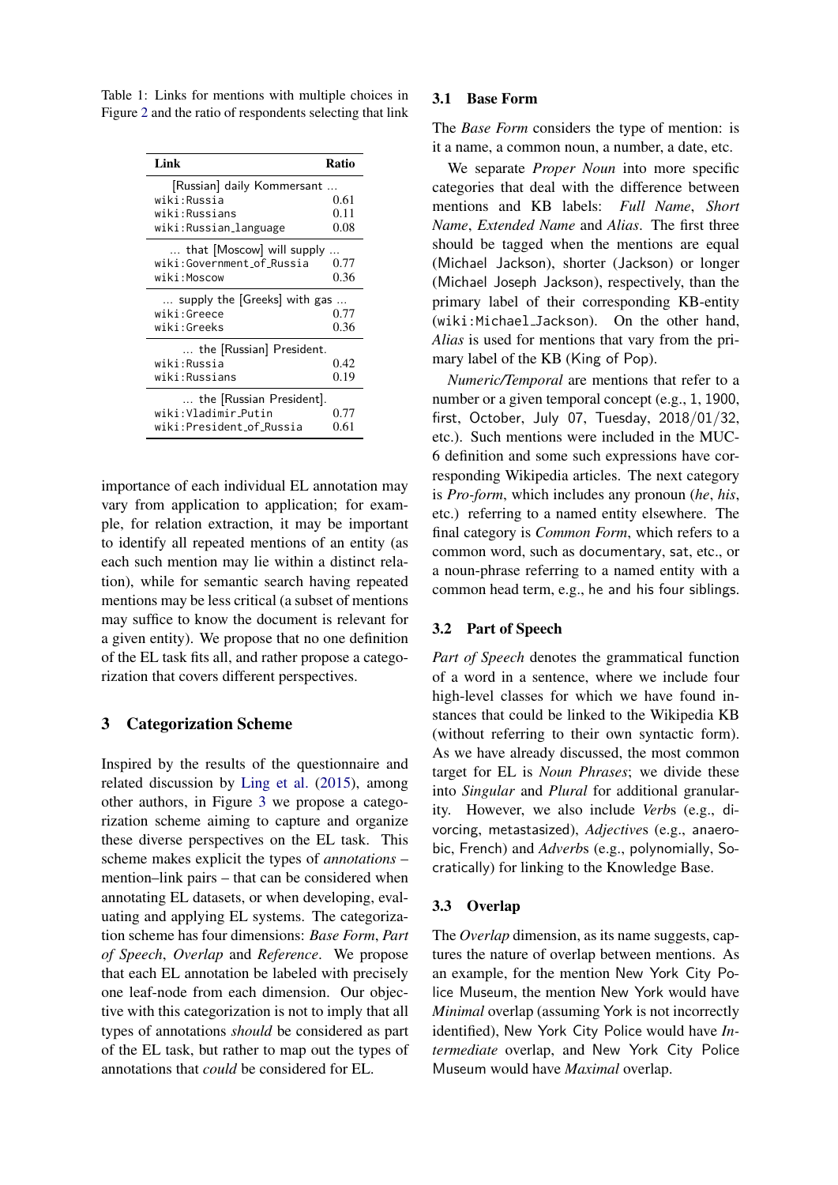Table 1: Links for mentions with multiple choices in Figure 2 and the ratio of respondents selecting that link

| Link | Ratio |
|---|---|
| [Russian] daily Kommersant ... | |
| wiki:Russia | 0.61 |
| wiki:Russians | 0.11 |
| wiki:Russian_language | 0.08 |
| ... that [Moscow] will supply ... | |
| wiki:Government_of_Russia | 0.77 |
| wiki:Moscow | 0.36 |
| ... supply the [Greeks] with gas ... | |
| wiki:Greece | 0.77 |
| wiki:Greeks | 0.36 |
| ... the [Russian] President. | |
| wiki:Russia | 0.42 |
| wiki:Russians | 0.19 |
| ... the [Russian President]. | |
| wiki:Vladimir_Putin | 0.77 |
| wiki:President_of_Russia | 0.61 |

importance of each individual EL annotation may vary from application to application; for example, for relation extraction, it may be important to identify all repeated mentions of an entity (as each such mention may lie within a distinct relation), while for semantic search having repeated mentions may be less critical (a subset of mentions may suffice to know the document is relevant for a given entity). We propose that no one definition of the EL task fits all, and rather propose a categorization that covers different perspectives.

## 3 Categorization Scheme

Inspired by the results of the questionnaire and related discussion by Ling et al. (2015), among other authors, in Figure 3 we propose a categorization scheme aiming to capture and organize these diverse perspectives on the EL task. This scheme makes explicit the types of *annotations* – mention–link pairs – that can be considered when annotating EL datasets, or when developing, evaluating and applying EL systems. The categorization scheme has four dimensions: *Base Form*, *Part of Speech*, *Overlap* and *Reference*. We propose that each EL annotation be labeled with precisely one leaf-node from each dimension. Our objective with this categorization is not to imply that all types of annotations *should* be considered as part of the EL task, but rather to map out the types of annotations that *could* be considered for EL.

### 3.1 Base Form

The *Base Form* considers the type of mention: is it a name, a common noun, a number, a date, etc.

We separate *Proper Noun* into more specific categories that deal with the difference between mentions and KB labels: *Full Name*, *Short Name*, *Extended Name* and *Alias*. The first three should be tagged when the mentions are equal (Michael Jackson), shorter (Jackson) or longer (Michael Joseph Jackson), respectively, than the primary label of their corresponding KB-entity (wiki:Michael_Jackson). On the other hand, *Alias* is used for mentions that vary from the primary label of the KB (King of Pop).

*Numeric/Temporal* are mentions that refer to a number or a given temporal concept (e.g., 1, 1900, first, October, July 07, Tuesday, 2018/01/32, etc.). Such mentions were included in the MUC-6 definition and some such expressions have corresponding Wikipedia articles. The next category is *Pro-form*, which includes any pronoun (*he*, *his*, etc.) referring to a named entity elsewhere. The final category is *Common Form*, which refers to a common word, such as documentary, sat, etc., or a noun-phrase referring to a named entity with a common head term, e.g., he and his four siblings.

### 3.2 Part of Speech

*Part of Speech* denotes the grammatical function of a word in a sentence, where we include four high-level classes for which we have found instances that could be linked to the Wikipedia KB (without referring to their own syntactic form). As we have already discussed, the most common target for EL is *Noun Phrases*; we divide these into *Singular* and *Plural* for additional granularity. However, we also include *Verb*s (e.g., divorcing, metastasized), *Adjective*s (e.g., anaerobic, French) and *Adverb*s (e.g., polynomially, Socratically) for linking to the Knowledge Base.

### 3.3 Overlap

The *Overlap* dimension, as its name suggests, captures the nature of overlap between mentions. As an example, for the mention New York City Police Museum, the mention New York would have *Minimal* overlap (assuming York is not incorrectly identified), New York City Police would have *Intermediate* overlap, and New York City Police Museum would have *Maximal* overlap.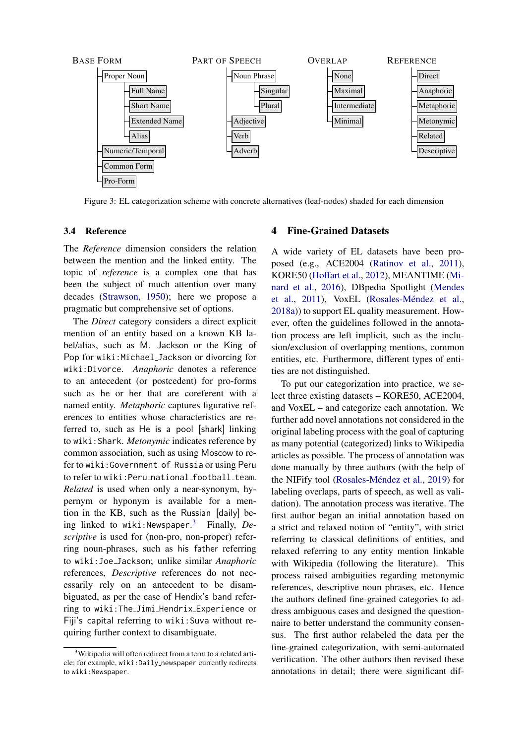BASE FORM
- Proper Noun
  - Full Name
  - Short Name
  - Extended Name
  - Alias
- Numeric/Temporal
- Common Form
- Pro-Form

PART OF SPEECH
- Noun Phrase
  - Singular
  - Plural
- Adjective
- Verb
- Adverb

OVERLAP
- None
- Maximal
- Intermediate
- Minimal

REFERENCE
- Direct
- Anaphoric
- Metaphoric
- Metonymic
- Related
- Descriptive

Figure 3: EL categorization scheme with concrete alternatives (leaf-nodes) shaded for each dimension

### 3.4 Reference

The *Reference* dimension considers the relation between the mention and the linked entity. The topic of *reference* is a complex one that has been the subject of much attention over many decades (Strawson, 1950); here we propose a pragmatic but comprehensive set of options.

The *Direct* category considers a direct explicit mention of an entity based on a known KB label/alias, such as M. Jackson or the King of Pop for wiki:Michael_Jackson or divorcing for wiki:Divorce. *Anaphoric* denotes a reference to an antecedent (or postcedent) for pro-forms such as he or her that are coreferent with a named entity. *Metaphoric* captures figurative references to entities whose characteristics are referred to, such as He is a pool [shark] linking to wiki:Shark. *Metonymic* indicates reference by common association, such as using Moscow to refer to wiki:Government_of_Russia or using Peru to refer to wiki:Peru_national_football_team. *Related* is used when only a near-synonym, hypernym or hyponym is available for a mention in the KB, such as the Russian [daily] being linked to wiki:Newspaper.[3] Finally, *Descriptive* is used for (non-pro, non-proper) referring noun-phrases, such as his father referring to wiki:Joe_Jackson; unlike similar *Anaphoric* references, *Descriptive* references do not necessarily rely on an antecedent to be disambiguated, as per the case of Hendix's band referring to wiki:The_Jimi_Hendrix_Experience or Fiji's capital referring to wiki:Suva without requiring further context to disambiguate.

[3] Wikipedia will often redirect from a term to a related article; for example, wiki:Daily_newspaper currently redirects to wiki:Newspaper.

## 4 Fine-Grained Datasets

A wide variety of EL datasets have been proposed (e.g., ACE2004 (Ratinov et al., 2011), KORE50 (Hoffart et al., 2012), MEANTIME (Minard et al., 2016), DBpedia Spotlight (Mendes et al., 2011), VoxEL (Rosales-Méndez et al., 2018a)) to support EL quality measurement. However, often the guidelines followed in the annotation process are left implicit, such as the inclusion/exclusion of overlapping mentions, common entities, etc. Furthermore, different types of entities are not distinguished.

To put our categorization into practice, we select three existing datasets – KORE50, ACE2004, and VoxEL – and categorize each annotation. We further add novel annotations not considered in the original labeling process with the goal of capturing as many potential (categorized) links to Wikipedia articles as possible. The process of annotation was done manually by three authors (with the help of the NIFify tool (Rosales-Méndez et al., 2019) for labeling overlaps, parts of speech, as well as validation). The annotation process was iterative. The first author began an initial annotation based on a strict and relaxed notion of "entity", with strict referring to classical definitions of entities, and relaxed referring to any entity mention linkable with Wikipedia (following the literature). This process raised ambiguities regarding metonymic references, descriptive noun phrases, etc. Hence the authors defined fine-grained categories to address ambiguous cases and designed the questionnaire to better understand the community consensus. The first author relabeled the data per the fine-grained categorization, with semi-automated verification. The other authors then revised these annotations in detail; there were significant dif-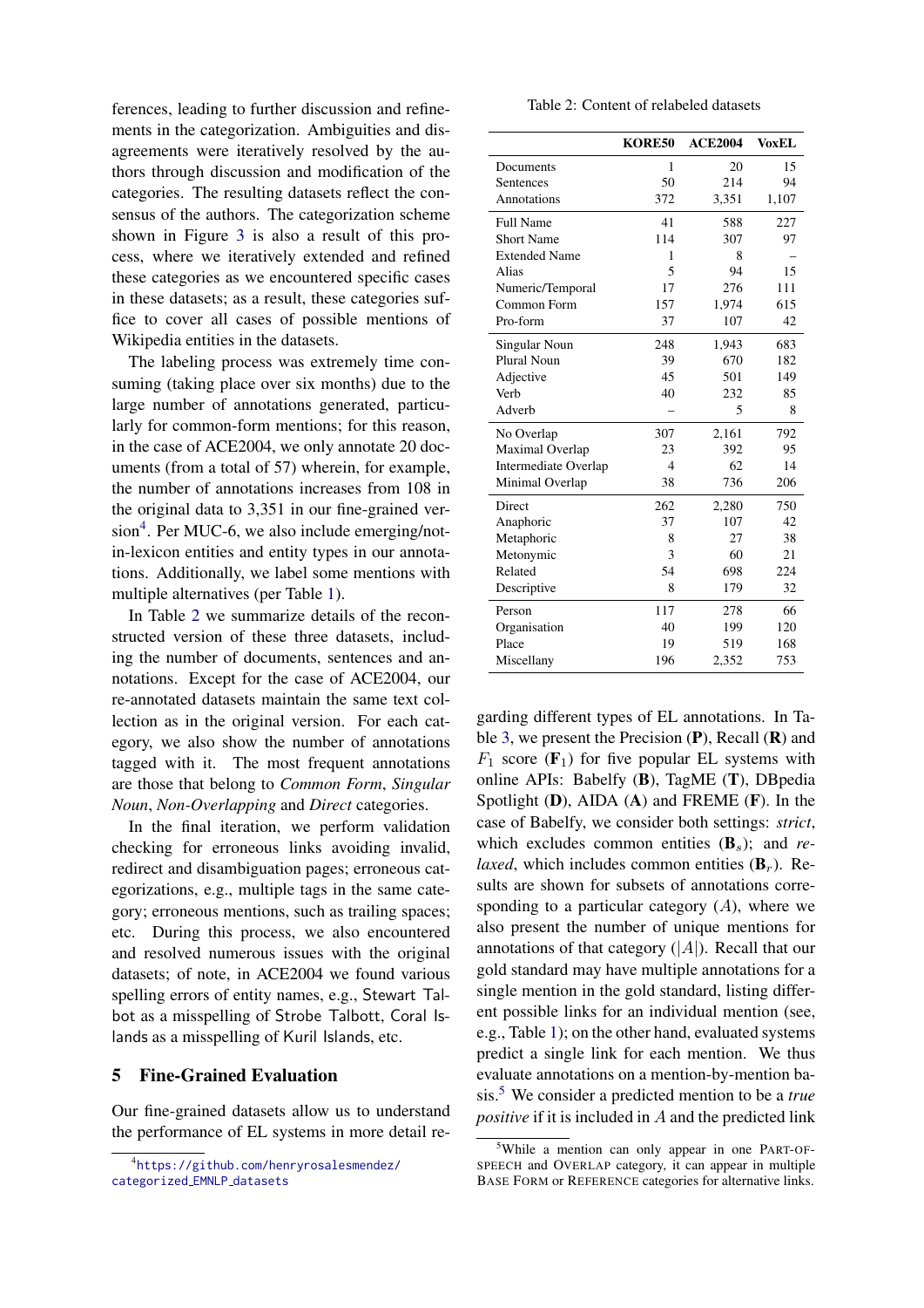ferences, leading to further discussion and refinements in the categorization. Ambiguities and disagreements were iteratively resolved by the authors through discussion and modification of the categories. The resulting datasets reflect the consensus of the authors. The categorization scheme shown in Figure 3 is also a result of this process, where we iteratively extended and refined these categories as we encountered specific cases in these datasets; as a result, these categories suffice to cover all cases of possible mentions of Wikipedia entities in the datasets.

The labeling process was extremely time consuming (taking place over six months) due to the large number of annotations generated, particularly for common-form mentions; for this reason, in the case of ACE2004, we only annotate 20 documents (from a total of 57) wherein, for example, the number of annotations increases from 108 in the original data to 3,351 in our fine-grained version[4]. Per MUC-6, we also include emerging/not-in-lexicon entities and entity types in our annotations. Additionally, we label some mentions with multiple alternatives (per Table 1).

In Table 2 we summarize details of the reconstructed version of these three datasets, including the number of documents, sentences and annotations. Except for the case of ACE2004, our re-annotated datasets maintain the same text collection as in the original version. For each category, we also show the number of annotations tagged with it. The most frequent annotations are those that belong to *Common Form*, *Singular Noun*, *Non-Overlapping* and *Direct* categories.

In the final iteration, we perform validation checking for erroneous links avoiding invalid, redirect and disambiguation pages; erroneous categorizations, e.g., multiple tags in the same category; erroneous mentions, such as trailing spaces; etc. During this process, we also encountered and resolved numerous issues with the original datasets; of note, in ACE2004 we found various spelling errors of entity names, e.g., Stewart Talbot as a misspelling of Strobe Talbott, Coral Islands as a misspelling of Kuril Islands, etc.

## 5 Fine-Grained Evaluation

Our fine-grained datasets allow us to understand the performance of EL systems in more detail regarding different types of EL annotations. In Table 3, we present the Precision (**P**), Recall (**R**) and $F_1$ score (**F**$_1$) for five popular EL systems with online APIs: Babelfy (**B**), TagME (**T**), DBpedia Spotlight (**D**), AIDA (**A**) and FREME (**F**). In the case of Babelfy, we consider both settings: *strict*, which excludes common entities (**B**$_s$); and *relaxed*, which includes common entities (**B**$_r$). Results are shown for subsets of annotations corresponding to a particular category ($A$), where we also present the number of unique mentions for annotations of that category ($|A|$). Recall that our gold standard may have multiple annotations for a single mention in the gold standard, listing different possible links for an individual mention (see, e.g., Table 1); on the other hand, evaluated systems predict a single link for each mention. We thus evaluate annotations on a mention-by-mention basis.[5] We consider a predicted mention to be a *true positive* if it is included in $A$ and the predicted link

Table 2: Content of relabeled datasets

| | **KORE50** | **ACE2004** | **VoxEL** |
|---|---|---|---|
| Documents | 1 | 20 | 15 |
| Sentences | 50 | 214 | 94 |
| Annotations | 372 | 3,351 | 1,107 |
| Full Name | 41 | 588 | 227 |
| Short Name | 114 | 307 | 97 |
| Extended Name | 1 | 8 | – |
| Alias | 5 | 94 | 15 |
| Numeric/Temporal | 17 | 276 | 111 |
| Common Form | 157 | 1,974 | 615 |
| Pro-form | 37 | 107 | 42 |
| Singular Noun | 248 | 1,943 | 683 |
| Plural Noun | 39 | 670 | 182 |
| Adjective | 45 | 501 | 149 |
| Verb | 40 | 232 | 85 |
| Adverb | – | 5 | 8 |
| No Overlap | 307 | 2,161 | 792 |
| Maximal Overlap | 23 | 392 | 95 |
| Intermediate Overlap | 4 | 62 | 14 |
| Minimal Overlap | 38 | 736 | 206 |
| Direct | 262 | 2,280 | 750 |
| Anaphoric | 37 | 107 | 42 |
| Metaphoric | 8 | 27 | 38 |
| Metonymic | 3 | 60 | 21 |
| Related | 54 | 698 | 224 |
| Descriptive | 8 | 179 | 32 |
| Person | 117 | 278 | 66 |
| Organisation | 40 | 199 | 120 |
| Place | 19 | 519 | 168 |
| Miscellany | 196 | 2,352 | 753 |

[4] https://github.com/henryrosalesmendez/categorized_EMNLP_datasets

[5] While a mention can only appear in one PART-OF-SPEECH and OVERLAP category, it can appear in multiple BASE FORM or REFERENCE categories for alternative links.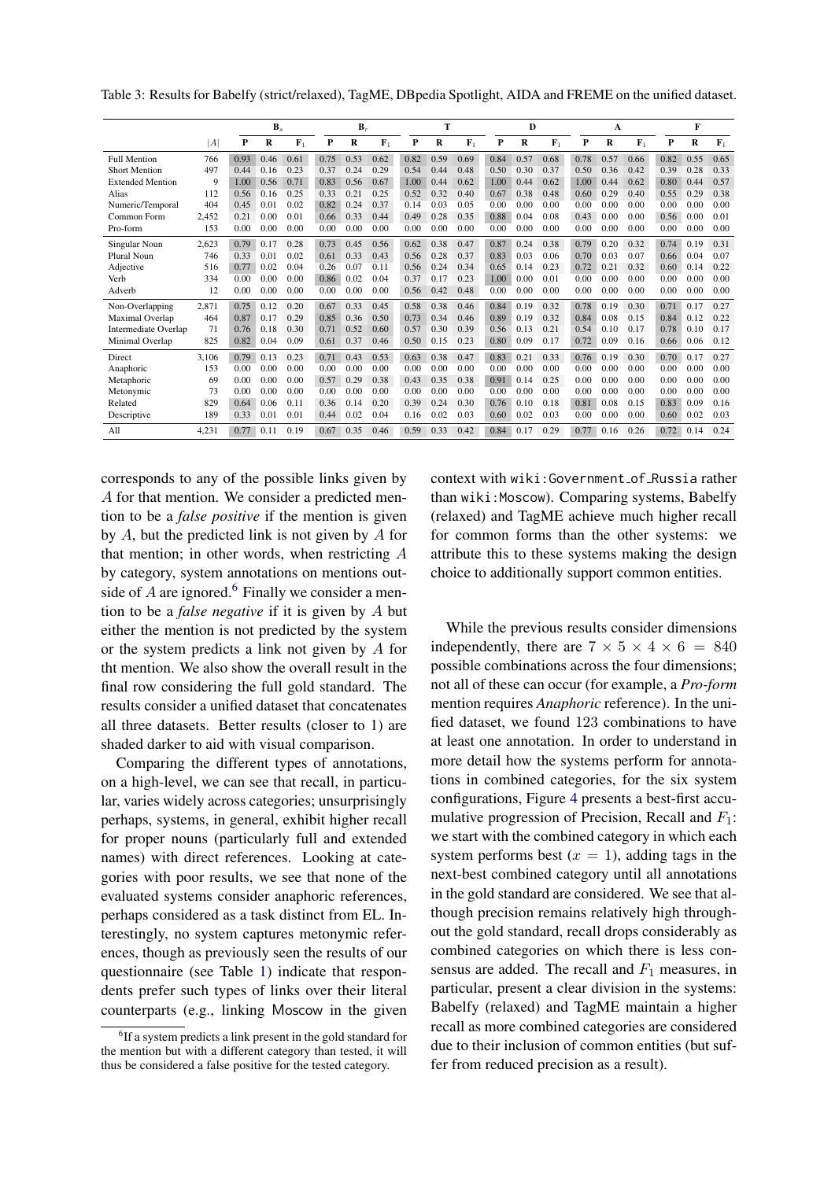Table 3: Results for Babelfy (strict/relaxed), TagME, DBpedia Spotlight, AIDA and FREME on the unified dataset.

| | $\|A\|$ | $B_s$ | | | $B_r$ | | | T | | | D | | | A | | | F | | |
|---|---|---|---|---|---|---|---|---|---|---|---|---|---|---|---|---|---|---|---|
| | | P | R | $F_1$ | P | R | $F_1$ | P | R | $F_1$ | P | R | $F_1$ | P | R | $F_1$ | P | R | $F_1$ |
| Full Mention | 766 | 0.93 | 0.46 | 0.61 | 0.75 | 0.53 | 0.62 | 0.82 | 0.59 | 0.69 | 0.84 | 0.57 | 0.68 | 0.78 | 0.57 | 0.66 | 0.82 | 0.55 | 0.65 |
| Short Mention | 497 | 0.44 | 0.16 | 0.23 | 0.37 | 0.24 | 0.29 | 0.54 | 0.44 | 0.48 | 0.50 | 0.30 | 0.37 | 0.50 | 0.36 | 0.42 | 0.39 | 0.28 | 0.33 |
| Extended Mention | 9 | 1.00 | 0.56 | 0.71 | 0.83 | 0.56 | 0.67 | 1.00 | 0.44 | 0.62 | 1.00 | 0.44 | 0.62 | 1.00 | 0.44 | 0.62 | 0.80 | 0.44 | 0.57 |
| Alias | 112 | 0.56 | 0.16 | 0.25 | 0.33 | 0.21 | 0.25 | 0.52 | 0.32 | 0.40 | 0.67 | 0.38 | 0.48 | 0.60 | 0.29 | 0.40 | 0.55 | 0.29 | 0.38 |
| Numeric/Temporal | 404 | 0.45 | 0.01 | 0.02 | 0.82 | 0.24 | 0.37 | 0.14 | 0.03 | 0.05 | 0.00 | 0.00 | 0.00 | 0.00 | 0.00 | 0.00 | 0.00 | 0.00 | 0.00 |
| Common Form | 2,452 | 0.21 | 0.00 | 0.01 | 0.66 | 0.33 | 0.44 | 0.49 | 0.28 | 0.35 | 0.88 | 0.04 | 0.08 | 0.43 | 0.00 | 0.00 | 0.56 | 0.00 | 0.01 |
| Pro-form | 153 | 0.00 | 0.00 | 0.00 | 0.00 | 0.00 | 0.00 | 0.00 | 0.00 | 0.00 | 0.00 | 0.00 | 0.00 | 0.00 | 0.00 | 0.00 | 0.00 | 0.00 | 0.00 |
| Singular Noun | 2,623 | 0.79 | 0.17 | 0.28 | 0.73 | 0.45 | 0.56 | 0.62 | 0.38 | 0.47 | 0.87 | 0.24 | 0.38 | 0.79 | 0.20 | 0.32 | 0.74 | 0.19 | 0.31 |
| Plural Noun | 746 | 0.33 | 0.01 | 0.02 | 0.61 | 0.33 | 0.43 | 0.56 | 0.28 | 0.37 | 0.83 | 0.03 | 0.06 | 0.70 | 0.03 | 0.07 | 0.66 | 0.04 | 0.07 |
| Adjective | 516 | 0.77 | 0.02 | 0.04 | 0.26 | 0.07 | 0.11 | 0.56 | 0.24 | 0.34 | 0.65 | 0.14 | 0.23 | 0.72 | 0.21 | 0.32 | 0.60 | 0.14 | 0.22 |
| Verb | 334 | 0.00 | 0.00 | 0.00 | 0.86 | 0.02 | 0.04 | 0.37 | 0.17 | 0.23 | 1.00 | 0.00 | 0.01 | 0.00 | 0.00 | 0.00 | 0.00 | 0.00 | 0.00 |
| Adverb | 12 | 0.00 | 0.00 | 0.00 | 0.00 | 0.00 | 0.00 | 0.56 | 0.42 | 0.48 | 0.00 | 0.00 | 0.00 | 0.00 | 0.00 | 0.00 | 0.00 | 0.00 | 0.00 |
| Non-Overlapping | 2,871 | 0.75 | 0.12 | 0.20 | 0.67 | 0.33 | 0.45 | 0.58 | 0.38 | 0.46 | 0.84 | 0.19 | 0.32 | 0.78 | 0.19 | 0.30 | 0.71 | 0.17 | 0.27 |
| Maximal Overlap | 464 | 0.87 | 0.17 | 0.29 | 0.85 | 0.36 | 0.50 | 0.73 | 0.34 | 0.46 | 0.89 | 0.19 | 0.32 | 0.84 | 0.08 | 0.15 | 0.84 | 0.12 | 0.22 |
| Intermediate Overlap | 71 | 0.76 | 0.18 | 0.30 | 0.71 | 0.52 | 0.60 | 0.57 | 0.30 | 0.39 | 0.56 | 0.13 | 0.21 | 0.54 | 0.10 | 0.17 | 0.78 | 0.10 | 0.17 |
| Minimal Overlap | 825 | 0.82 | 0.04 | 0.09 | 0.61 | 0.37 | 0.46 | 0.50 | 0.15 | 0.23 | 0.80 | 0.09 | 0.17 | 0.72 | 0.09 | 0.16 | 0.66 | 0.06 | 0.12 |
| Direct | 3,106 | 0.79 | 0.13 | 0.23 | 0.71 | 0.43 | 0.53 | 0.63 | 0.38 | 0.47 | 0.83 | 0.21 | 0.33 | 0.76 | 0.19 | 0.30 | 0.70 | 0.17 | 0.27 |
| Anaphoric | 153 | 0.00 | 0.00 | 0.00 | 0.00 | 0.00 | 0.00 | 0.00 | 0.00 | 0.00 | 0.00 | 0.00 | 0.00 | 0.00 | 0.00 | 0.00 | 0.00 | 0.00 | 0.00 |
| Metaphoric | 69 | 0.00 | 0.00 | 0.00 | 0.57 | 0.29 | 0.38 | 0.43 | 0.35 | 0.38 | 0.91 | 0.14 | 0.25 | 0.00 | 0.00 | 0.00 | 0.00 | 0.00 | 0.00 |
| Metonymic | 73 | 0.00 | 0.00 | 0.00 | 0.00 | 0.00 | 0.00 | 0.00 | 0.00 | 0.00 | 0.00 | 0.00 | 0.00 | 0.00 | 0.00 | 0.00 | 0.00 | 0.00 | 0.00 |
| Related | 829 | 0.64 | 0.06 | 0.11 | 0.36 | 0.14 | 0.20 | 0.39 | 0.24 | 0.30 | 0.76 | 0.10 | 0.18 | 0.81 | 0.08 | 0.15 | 0.83 | 0.09 | 0.16 |
| Descriptive | 189 | 0.33 | 0.01 | 0.01 | 0.44 | 0.02 | 0.04 | 0.16 | 0.02 | 0.03 | 0.60 | 0.02 | 0.03 | 0.00 | 0.00 | 0.00 | 0.60 | 0.02 | 0.03 |
| All | 4,231 | 0.77 | 0.11 | 0.19 | 0.67 | 0.35 | 0.46 | 0.59 | 0.33 | 0.42 | 0.84 | 0.17 | 0.29 | 0.77 | 0.16 | 0.26 | 0.72 | 0.14 | 0.24 |

corresponds to any of the possible links given by $A$ for that mention. We consider a predicted mention to be a *false positive* if the mention is given by $A$, but the predicted link is not given by $A$ for that mention; in other words, when restricting $A$ by category, system annotations on mentions outside of $A$ are ignored.[6] Finally we consider a mention to be a *false negative* if it is given by $A$ but either the mention is not predicted by the system or the system predicts a link not given by $A$ for tht mention. We also show the overall result in the final row considering the full gold standard. The results consider a unified dataset that concatenates all three datasets. Better results (closer to 1) are shaded darker to aid with visual comparison.

Comparing the different types of annotations, on a high-level, we can see that recall, in particular, varies widely across categories; unsurprisingly perhaps, systems, in general, exhibit higher recall for proper nouns (particularly full and extended names) with direct references. Looking at categories with poor results, we see that none of the evaluated systems consider anaphoric references, perhaps considered as a task distinct from EL. Interestingly, no system captures metonymic references, though as previously seen the results of our questionnaire (see Table 1) indicate that respondents prefer such types of links over their literal counterparts (e.g., linking Moscow in the given context with wiki:Government_of_Russia rather than wiki:Moscow). Comparing systems, Babelfy (relaxed) and TagME achieve much higher recall for common forms than the other systems: we attribute this to these systems making the design choice to additionally support common entities.

While the previous results consider dimensions independently, there are $7 \times 5 \times 4 \times 6 = 840$ possible combinations across the four dimensions; not all of these can occur (for example, a *Pro-form* mention requires *Anaphoric* reference). In the unified dataset, we found 123 combinations to have at least one annotation. In order to understand in more detail how the systems perform for annotations in combined categories, for the six system configurations, Figure 4 presents a best-first accumulative progression of Precision, Recall and $F_1$: we start with the combined category in which each system performs best ($x = 1$), adding tags in the next-best combined category until all annotations in the gold standard are considered. We see that although precision remains relatively high throughout the gold standard, recall drops considerably as combined categories on which there is less consensus are added. The recall and $F_1$ measures, in particular, present a clear division in the systems: Babelfy (relaxed) and TagME maintain a higher recall as more combined categories are considered due to their inclusion of common entities (but suffer from reduced precision as a result).

[6] If a system predicts a link present in the gold standard for the mention but with a different category than tested, it will thus be considered a false positive for the tested category.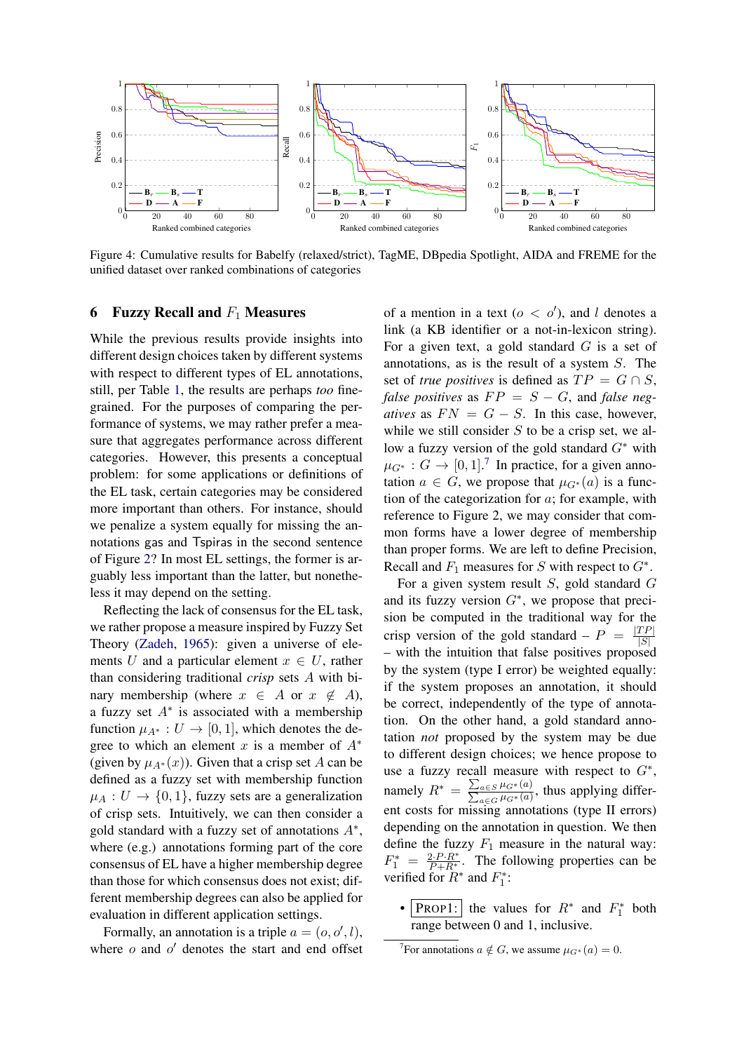Figure 4: Cumulative results for Babelfy (relaxed/strict), TagME, DBpedia Spotlight, AIDA and FREME for the unified dataset over ranked combinations of categories

## 6 Fuzzy Recall and $F_1$ Measures

While the previous results provide insights into different design choices taken by different systems with respect to different types of EL annotations, still, per Table 1, the results are perhaps *too* fine-grained. For the purposes of comparing the performance of systems, we may rather prefer a measure that aggregates performance across different categories. However, this presents a conceptual problem: for some applications or definitions of the EL task, certain categories may be considered more important than others. For instance, should we penalize a system equally for missing the annotations gas and Tspiras in the second sentence of Figure 2? In most EL settings, the former is arguably less important than the latter, but nonetheless it may depend on the setting.

Reflecting the lack of consensus for the EL task, we rather propose a measure inspired by Fuzzy Set Theory (Zadeh, 1965): given a universe of elements $U$ and a particular element $x \in U$, rather than considering traditional *crisp* sets $A$ with binary membership (where $x \in A$ or $x \notin A$), a fuzzy set $A^*$ is associated with a membership function $\mu_{A^*} : U \to [0, 1]$, which denotes the degree to which an element $x$ is a member of $A^*$ (given by $\mu_{A^*}(x)$). Given that a crisp set $A$ can be defined as a fuzzy set with membership function $\mu_A : U \to \{0, 1\}$, fuzzy sets are a generalization of crisp sets. Intuitively, we can then consider a gold standard with a fuzzy set of annotations $A^*$, where (e.g.) annotations forming part of the core consensus of EL have a higher membership degree than those for which consensus does not exist; different membership degrees can also be applied for evaluation in different application settings.

Formally, an annotation is a triple $a = (o, o', l)$, where $o$ and $o'$ denotes the start and end offset of a mention in a text ($o < o'$), and $l$ denotes a link (a KB identifier or a not-in-lexicon string). For a given text, a gold standard $G$ is a set of annotations, as is the result of a system $S$. The set of *true positives* is defined as $TP = G \cap S$, *false positives* as $FP = S - G$, and *false negatives* as $FN = G - S$. In this case, however, while we still consider $S$ to be a crisp set, we allow a fuzzy version of the gold standard $G^*$ with $\mu_{G^*} : G \to [0, 1]$.[7] In practice, for a given annotation $a \in G$, we propose that $\mu_{G^*}(a)$ is a function of the categorization for $a$; for example, with reference to Figure 2, we may consider that common forms have a lower degree of membership than proper forms. We are left to define Precision, Recall and $F_1$ measures for $S$ with respect to $G^*$.

For a given system result $S$, gold standard $G$ and its fuzzy version $G^*$, we propose that precision be computed in the traditional way for the crisp version of the gold standard – $P = \frac{|TP|}{|S|}$ – with the intuition that false positives proposed by the system (type I error) be weighted equally: if the system proposes an annotation, it should be correct, independently of the type of annotation. On the other hand, a gold standard annotation *not* proposed by the system may be due to different design choices; we hence propose to use a fuzzy recall measure with respect to $G^*$, namely $R^* = \frac{\sum_{a \in S} \mu_{G^*}(a)}{\sum_{a \in G} \mu_{G^*}(a)}$, thus applying different costs for missing annotations (type II errors) depending on the annotation in question. We then define the fuzzy $F_1$ measure in the natural way: $F_1^* = \frac{2 \cdot P \cdot R^*}{P + R^*}$. The following properties can be verified for $R^*$ and $F_1^*$:

- PROP1: the values for $R^*$ and $F_1^*$ both range between 0 and 1, inclusive.

[7] For annotations $a \notin G$, we assume $\mu_{G^*}(a) = 0$.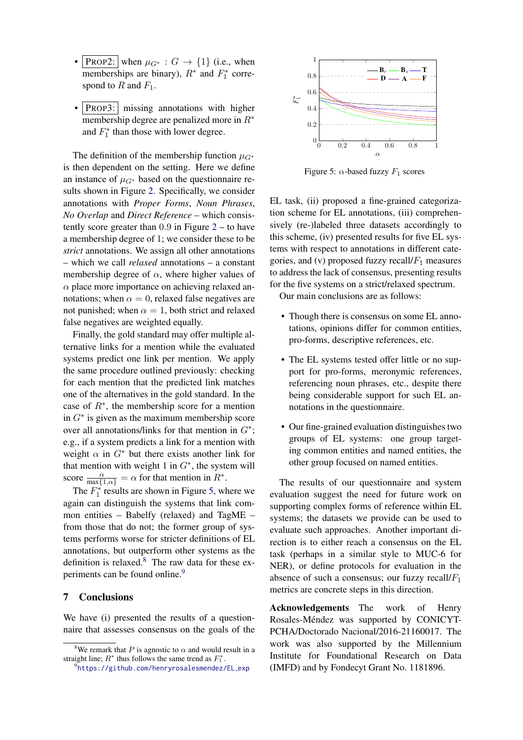- PROP2: when $\mu_{G^*} : G \to \{1\}$ (i.e., when memberships are binary), $R^*$ and $F_1^*$ correspond to $R$ and $F_1$.

- PROP3: missing annotations with higher membership degree are penalized more in $R^*$ and $F_1^*$ than those with lower degree.

The definition of the membership function $\mu_{G^*}$ is then dependent on the setting. Here we define an instance of $\mu_{G^*}$ based on the questionnaire results shown in Figure 2. Specifically, we consider annotations with *Proper Forms*, *Noun Phrases*, *No Overlap* and *Direct Reference* – which consistently score greater than 0.9 in Figure 2 – to have a membership degree of 1; we consider these to be *strict* annotations. We assign all other annotations – which we call *relaxed* annotations – a constant membership degree of $\alpha$, where higher values of $\alpha$ place more importance on achieving relaxed annotations; when $\alpha = 0$, relaxed false negatives are not punished; when $\alpha = 1$, both strict and relaxed false negatives are weighted equally.

Finally, the gold standard may offer multiple alternative links for a mention while the evaluated systems predict one link per mention. We apply the same procedure outlined previously: checking for each mention that the predicted link matches one of the alternatives in the gold standard. In the case of $R^*$, the membership score for a mention in $G^*$ is given as the maximum membership score over all annotations/links for that mention in $G^*$; e.g., if a system predicts a link for a mention with weight $\alpha$ in $G^*$ but there exists another link for that mention with weight 1 in $G^*$, the system will score $\frac{\alpha}{\max\{1,\alpha\}} = \alpha$ for that mention in $R^*$.

The $F_1^*$ results are shown in Figure 5, where we again can distinguish the systems that link common entities – Babelfy (relaxed) and TagME – from those that do not; the former group of systems performs worse for stricter definitions of EL annotations, but outperform other systems as the definition is relaxed.[8] The raw data for these experiments can be found online.[9]

Figure 5: $\alpha$-based fuzzy $F_1$ scores

## 7 Conclusions

We have (i) presented the results of a questionnaire that assesses consensus on the goals of the EL task, (ii) proposed a fine-grained categorization scheme for EL annotations, (iii) comprehensively (re-)labeled three datasets accordingly to this scheme, (iv) presented results for five EL systems with respect to annotations in different categories, and (v) proposed fuzzy recall/$F_1$ measures to address the lack of consensus, presenting results for the five systems on a strict/relaxed spectrum.

Our main conclusions are as follows:

- Though there is consensus on some EL annotations, opinions differ for common entities, pro-forms, descriptive references, etc.
- The EL systems tested offer little or no support for pro-forms, meronymic references, referencing noun phrases, etc., despite there being considerable support for such EL annotations in the questionnaire.
- Our fine-grained evaluation distinguishes two groups of EL systems: one group targeting common entities and named entities, the other group focused on named entities.

The results of our questionnaire and system evaluation suggest the need for future work on supporting complex forms of reference within EL systems; the datasets we provide can be used to evaluate such approaches. Another important direction is to either reach a consensus on the EL task (perhaps in a similar style to MUC-6 for NER), or define protocols for evaluation in the absence of such a consensus; our fuzzy recall/$F_1$ metrics are concrete steps in this direction.

**Acknowledgements** The work of Henry Rosales-Méndez was supported by CONICYT-PCHA/Doctorado Nacional/2016-21160017. The work was also supported by the Millennium Institute for Foundational Research on Data (IMFD) and by Fondecyt Grant No. 1181896.

[8] We remark that $P$ is agnostic to $\alpha$ and would result in a straight line; $R^*$ thus follows the same trend as $F_1^*$.

[9] https://github.com/henryrosalesmendez/EL_exp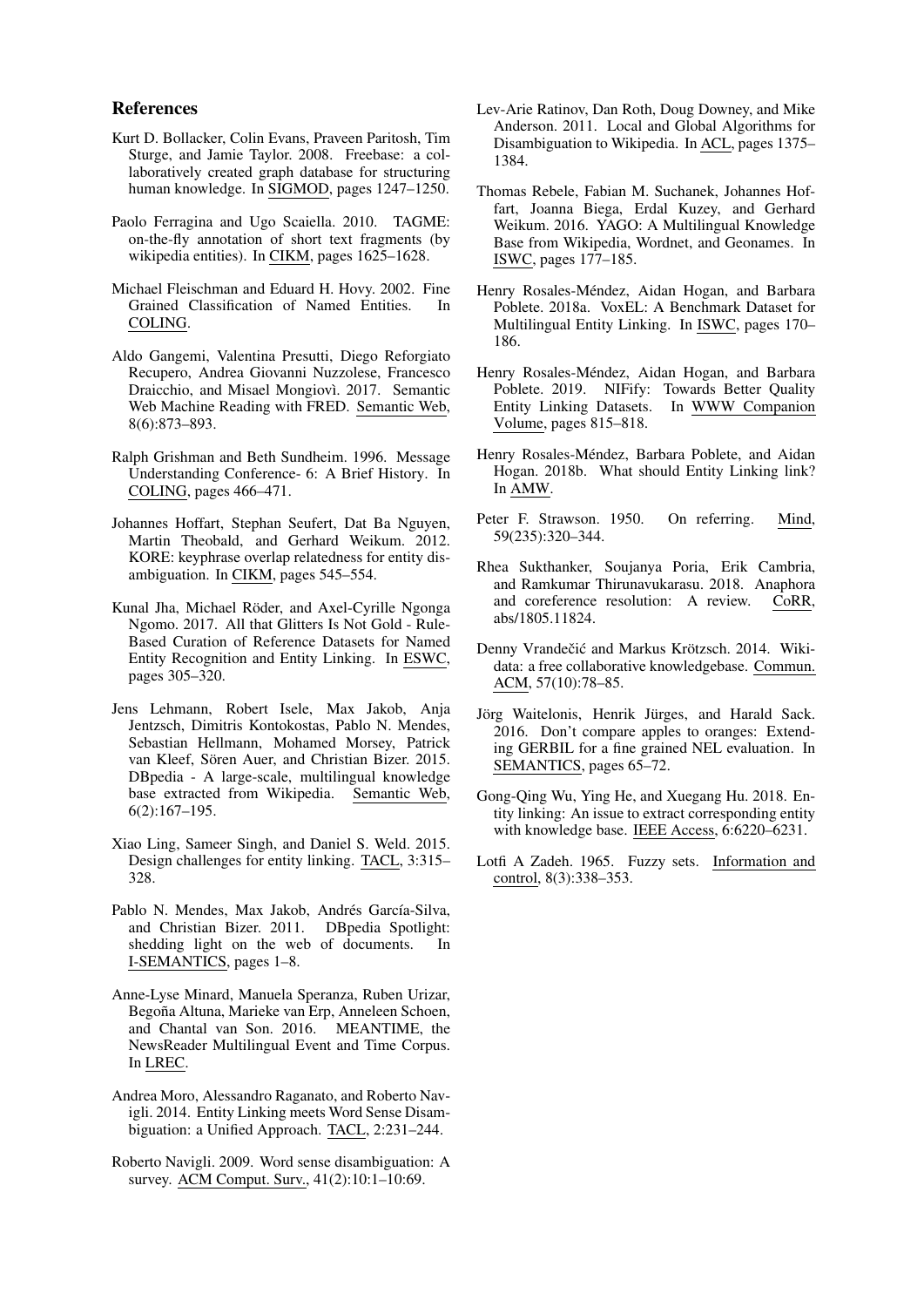## References

Kurt D. Bollacker, Colin Evans, Praveen Paritosh, Tim Sturge, and Jamie Taylor. 2008. Freebase: a collaboratively created graph database for structuring human knowledge. In SIGMOD, pages 1247–1250.

Paolo Ferragina and Ugo Scaiella. 2010. TAGME: on-the-fly annotation of short text fragments (by wikipedia entities). In CIKM, pages 1625–1628.

Michael Fleischman and Eduard H. Hovy. 2002. Fine Grained Classification of Named Entities. In COLING.

Aldo Gangemi, Valentina Presutti, Diego Reforgiato Recupero, Andrea Giovanni Nuzzolese, Francesco Draicchio, and Misael Mongiovì. 2017. Semantic Web Machine Reading with FRED. Semantic Web, 8(6):873–893.

Ralph Grishman and Beth Sundheim. 1996. Message Understanding Conference- 6: A Brief History. In COLING, pages 466–471.

Johannes Hoffart, Stephan Seufert, Dat Ba Nguyen, Martin Theobald, and Gerhard Weikum. 2012. KORE: keyphrase overlap relatedness for entity disambiguation. In CIKM, pages 545–554.

Kunal Jha, Michael Röder, and Axel-Cyrille Ngonga Ngomo. 2017. All that Glitters Is Not Gold - Rule-Based Curation of Reference Datasets for Named Entity Recognition and Entity Linking. In ESWC, pages 305–320.

Jens Lehmann, Robert Isele, Max Jakob, Anja Jentzsch, Dimitris Kontokostas, Pablo N. Mendes, Sebastian Hellmann, Mohamed Morsey, Patrick van Kleef, Sören Auer, and Christian Bizer. 2015. DBpedia - A large-scale, multilingual knowledge base extracted from Wikipedia. Semantic Web, 6(2):167–195.

Xiao Ling, Sameer Singh, and Daniel S. Weld. 2015. Design challenges for entity linking. TACL, 3:315–328.

Pablo N. Mendes, Max Jakob, Andrés García-Silva, and Christian Bizer. 2011. DBpedia Spotlight: shedding light on the web of documents. In I-SEMANTICS, pages 1–8.

Anne-Lyse Minard, Manuela Speranza, Ruben Urizar, Begoña Altuna, Marieke van Erp, Anneleen Schoen, and Chantal van Son. 2016. MEANTIME, the NewsReader Multilingual Event and Time Corpus. In LREC.

Andrea Moro, Alessandro Raganato, and Roberto Navigli. 2014. Entity Linking meets Word Sense Disambiguation: a Unified Approach. TACL, 2:231–244.

Roberto Navigli. 2009. Word sense disambiguation: A survey. ACM Comput. Surv., 41(2):10:1–10:69.

Lev-Arie Ratinov, Dan Roth, Doug Downey, and Mike Anderson. 2011. Local and Global Algorithms for Disambiguation to Wikipedia. In ACL, pages 1375–1384.

Thomas Rebele, Fabian M. Suchanek, Johannes Hoffart, Joanna Biega, Erdal Kuzey, and Gerhard Weikum. 2016. YAGO: A Multilingual Knowledge Base from Wikipedia, Wordnet, and Geonames. In ISWC, pages 177–185.

Henry Rosales-Méndez, Aidan Hogan, and Barbara Poblete. 2018a. VoxEL: A Benchmark Dataset for Multilingual Entity Linking. In ISWC, pages 170–186.

Henry Rosales-Méndez, Aidan Hogan, and Barbara Poblete. 2019. NIFify: Towards Better Quality Entity Linking Datasets. In WWW Companion Volume, pages 815–818.

Henry Rosales-Méndez, Barbara Poblete, and Aidan Hogan. 2018b. What should Entity Linking link? In AMW.

Peter F. Strawson. 1950. On referring. Mind, 59(235):320–344.

Rhea Sukthanker, Soujanya Poria, Erik Cambria, and Ramkumar Thirunavukarasu. 2018. Anaphora and coreference resolution: A review. CoRR, abs/1805.11824.

Denny Vrandečić and Markus Krötzsch. 2014. Wikidata: a free collaborative knowledgebase. Commun. ACM, 57(10):78–85.

Jörg Waitelonis, Henrik Jürges, and Harald Sack. 2016. Don't compare apples to oranges: Extending GERBIL for a fine grained NEL evaluation. In SEMANTICS, pages 65–72.

Gong-Qing Wu, Ying He, and Xuegang Hu. 2018. Entity linking: An issue to extract corresponding entity with knowledge base. IEEE Access, 6:6220–6231.

Lotfi A Zadeh. 1965. Fuzzy sets. Information and control, 8(3):338–353.